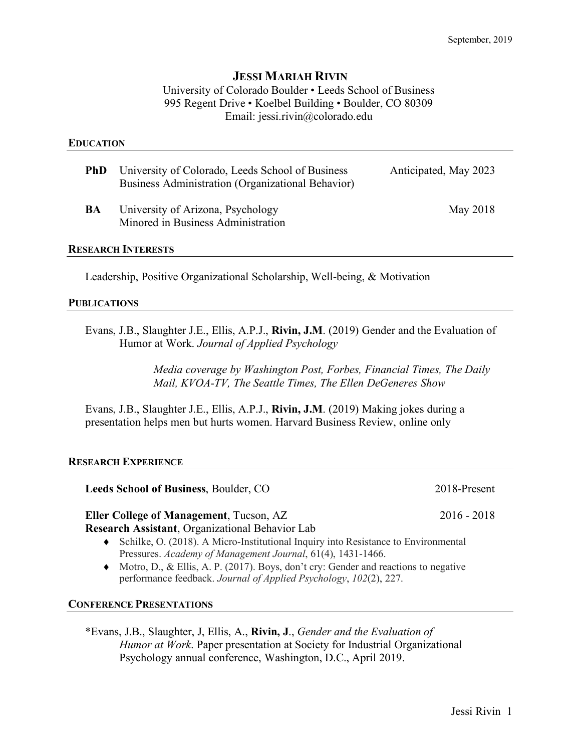September, 2019

# JESSI MARIAH RIVIN

University of Colorado Boulder • Leeds School of Business
995 Regent Drive • Koelbel Building • Boulder, CO 80309
Email: jessi.rivin@colorado.edu

## EDUCATION

**PhD** University of Colorado, Leeds School of Business — Anticipated, May 2023
Business Administration (Organizational Behavior)

**BA** University of Arizona, Psychology — May 2018
Minored in Business Administration

## RESEARCH INTERESTS

Leadership, Positive Organizational Scholarship, Well-being, & Motivation

## PUBLICATIONS

Evans, J.B., Slaughter J.E., Ellis, A.P.J., **Rivin, J.M**. (2019) Gender and the Evaluation of Humor at Work. *Journal of Applied Psychology*

*Media coverage by Washington Post, Forbes, Financial Times, The Daily Mail, KVOA-TV, The Seattle Times, The Ellen DeGeneres Show*

Evans, J.B., Slaughter J.E., Ellis, A.P.J., **Rivin, J.M**. (2019) Making jokes during a presentation helps men but hurts women. Harvard Business Review, online only

## RESEARCH EXPERIENCE

**Leeds School of Business**, Boulder, CO — 2018-Present

**Eller College of Management**, Tucson, AZ — 2016 - 2018
**Research Assistant**, Organizational Behavior Lab

- Schilke, O. (2018). A Micro-Institutional Inquiry into Resistance to Environmental Pressures. *Academy of Management Journal*, 61(4), 1431-1466.
- Motro, D., & Ellis, A. P. (2017). Boys, don't cry: Gender and reactions to negative performance feedback. *Journal of Applied Psychology*, *102*(2), 227.

## CONFERENCE PRESENTATIONS

*Evans, J.B., Slaughter, J, Ellis, A., **Rivin, J**., *Gender and the Evaluation of Humor at Work*. Paper presentation at Society for Industrial Organizational Psychology annual conference, Washington, D.C., April 2019.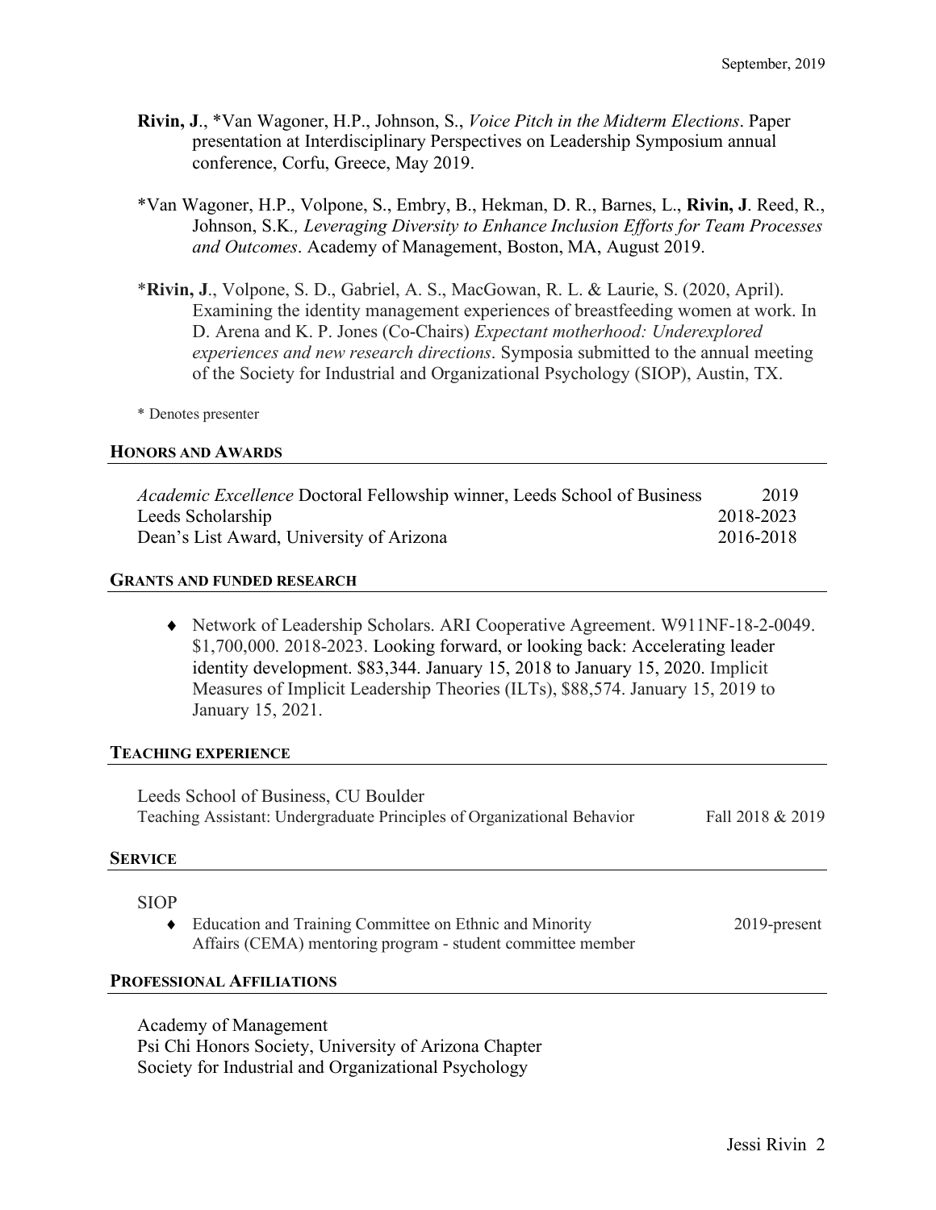**Rivin, J**., *Van Wagoner, H.P., Johnson, S., *Voice Pitch in the Midterm Elections*. Paper presentation at Interdisciplinary Perspectives on Leadership Symposium annual conference, Corfu, Greece, May 2019.

*Van Wagoner, H.P., Volpone, S., Embry, B., Hekman, D. R., Barnes, L., **Rivin, J**. Reed, R., Johnson, S.K*., Leveraging Diversity to Enhance Inclusion Efforts for Team Processes and Outcomes*. Academy of Management, Boston, MA, August 2019.

***Rivin, J**., Volpone, S. D., Gabriel, A. S., MacGowan, R. L. & Laurie, S. (2020, April). Examining the identity management experiences of breastfeeding women at work. In D. Arena and K. P. Jones (Co-Chairs) *Expectant motherhood: Underexplored experiences and new research directions*. Symposia submitted to the annual meeting of the Society for Industrial and Organizational Psychology (SIOP), Austin, TX.

\* Denotes presenter

## HONORS AND AWARDS

| | |
|---|---|
| *Academic Excellence* Doctoral Fellowship winner, Leeds School of Business | 2019 |
| Leeds Scholarship | 2018-2023 |
| Dean's List Award, University of Arizona | 2016-2018 |

## GRANTS AND FUNDED RESEARCH

- Network of Leadership Scholars. ARI Cooperative Agreement. W911NF-18-2-0049. $1,700,000. 2018-2023. Looking forward, or looking back: Accelerating leader identity development. $83,344. January 15, 2018 to January 15, 2020. Implicit Measures of Implicit Leadership Theories (ILTs), $88,574. January 15, 2019 to January 15, 2021.

## TEACHING EXPERIENCE

Leeds School of Business, CU Boulder
Teaching Assistant: Undergraduate Principles of Organizational Behavior — Fall 2018 & 2019

## SERVICE

SIOP

- Education and Training Committee on Ethnic and Minority Affairs (CEMA) mentoring program - student committee member — 2019-present

## PROFESSIONAL AFFILIATIONS

Academy of Management
Psi Chi Honors Society, University of Arizona Chapter
Society for Industrial and Organizational Psychology